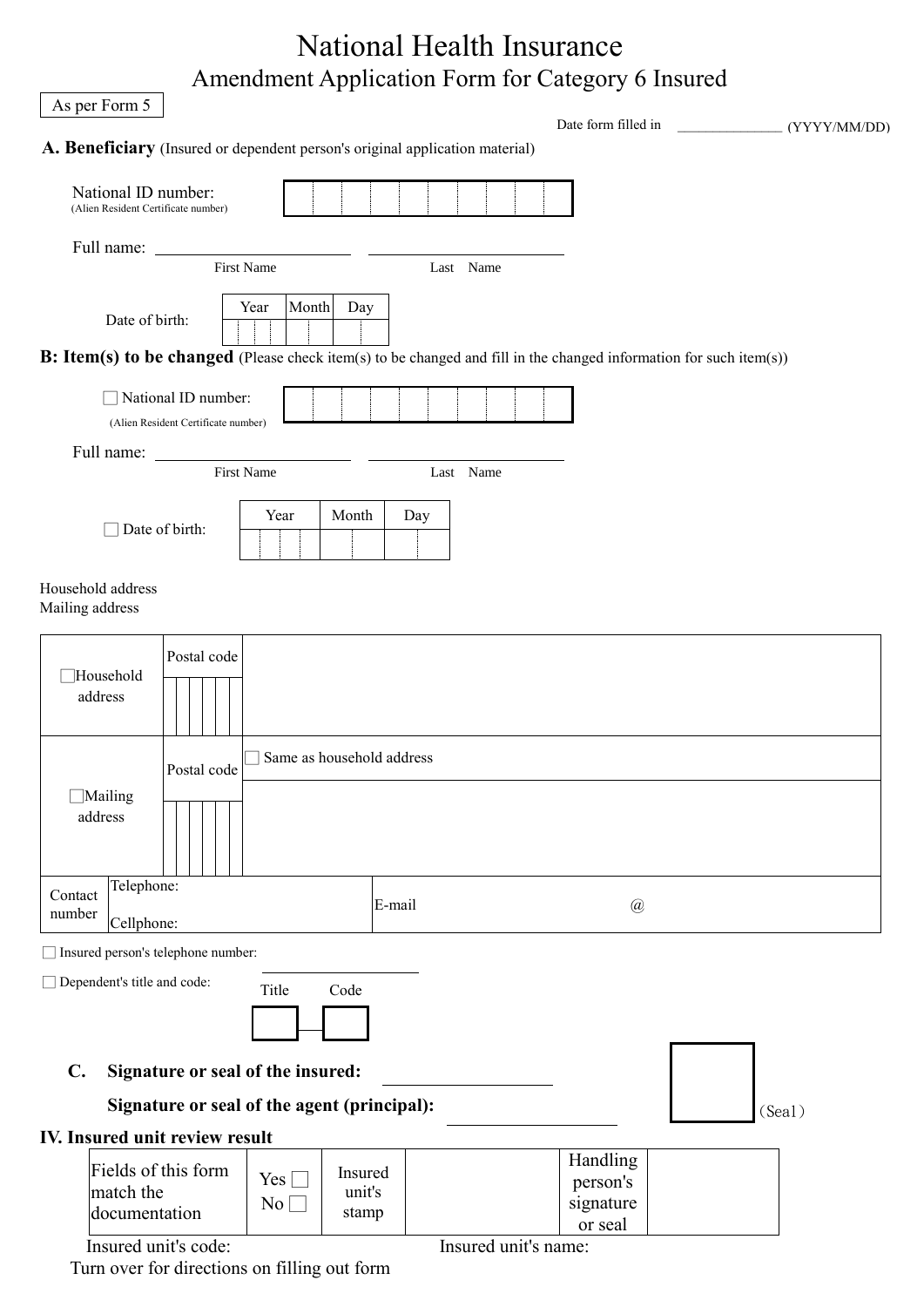# National Health Insurance

## Amendment Application Form for Category 6 Insured

As per Form 5

Date form filled in _______________ (YYYY/MM/DD)

### A. Beneficiary (Insured or dependent person's original application material)

National ID number:
(Alien Resident Certificate number)

Full name: ____________________ ____________________
First Name Last Name

Date of birth:

| Year | Month | Day |
|---|---|---|
| | | |

### B: Item(s) to be changed (Please check item(s) to be changed and fill in the changed information for such item(s))

☐ National ID number:
(Alien Resident Certificate number)

Full name: ____________________ ____________________
First Name Last Name

☐ Date of birth:

| Year | Month | Day |
|---|---|---|
| | | |

Household address
Mailing address

| | Postal code | |
|---|---|---|
| ☐Household address | | |
| ☐Mailing address | | ☐ Same as household address |
| Contact number | Telephone: Cellphone: | E-mail @ |

☐ Insured person's telephone number:

☐ Dependent's title and code: ____________
Title Code

### C. Signature or seal of the insured: ____________________

**Signature or seal of the agent (principal):** ____________________

(Seal)

### IV. Insured unit review result

| Fields of this form match the documentation | Yes ☐ No ☐ | Insured unit's stamp | | Handling person's signature or seal | |
|---|---|---|---|---|---|

Insured unit's code: Insured unit's name:

Turn over for directions on filling out form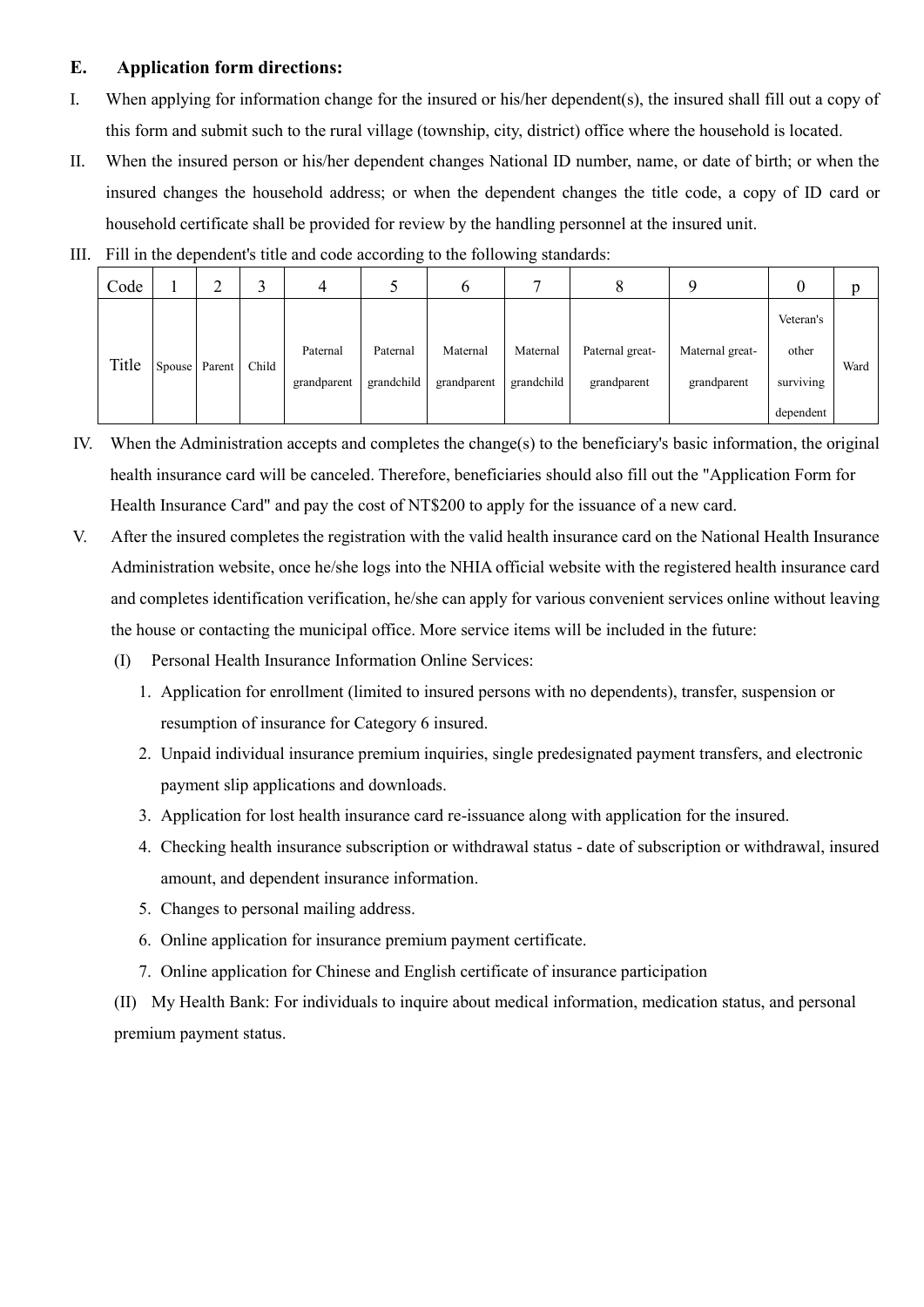## E. Application form directions:

I. When applying for information change for the insured or his/her dependent(s), the insured shall fill out a copy of this form and submit such to the rural village (township, city, district) office where the household is located.

II. When the insured person or his/her dependent changes National ID number, name, or date of birth; or when the insured changes the household address; or when the dependent changes the title code, a copy of ID card or household certificate shall be provided for review by the handling personnel at the insured unit.

III. Fill in the dependent's title and code according to the following standards:

| Code | 1 | 2 | 3 | 4 | 5 | 6 | 7 | 8 | 9 | 0 | p |
|---|---|---|---|---|---|---|---|---|---|---|---|
| Title | Spouse | Parent | Child | Paternal grandparent | Paternal grandchild | Maternal grandparent | Maternal grandchild | Paternal great-grandparent | Maternal great-grandparent | Veteran's other surviving dependent | Ward |

IV. When the Administration accepts and completes the change(s) to the beneficiary's basic information, the original health insurance card will be canceled. Therefore, beneficiaries should also fill out the "Application Form for Health Insurance Card" and pay the cost of NT$200 to apply for the issuance of a new card.

V. After the insured completes the registration with the valid health insurance card on the National Health Insurance Administration website, once he/she logs into the NHIA official website with the registered health insurance card and completes identification verification, he/she can apply for various convenient services online without leaving the house or contacting the municipal office. More service items will be included in the future:

(I) Personal Health Insurance Information Online Services:

1. Application for enrollment (limited to insured persons with no dependents), transfer, suspension or resumption of insurance for Category 6 insured.
2. Unpaid individual insurance premium inquiries, single predesignated payment transfers, and electronic payment slip applications and downloads.
3. Application for lost health insurance card re-issuance along with application for the insured.
4. Checking health insurance subscription or withdrawal status - date of subscription or withdrawal, insured amount, and dependent insurance information.
5. Changes to personal mailing address.
6. Online application for insurance premium payment certificate.
7. Online application for Chinese and English certificate of insurance participation

(II) My Health Bank: For individuals to inquire about medical information, medication status, and personal premium payment status.